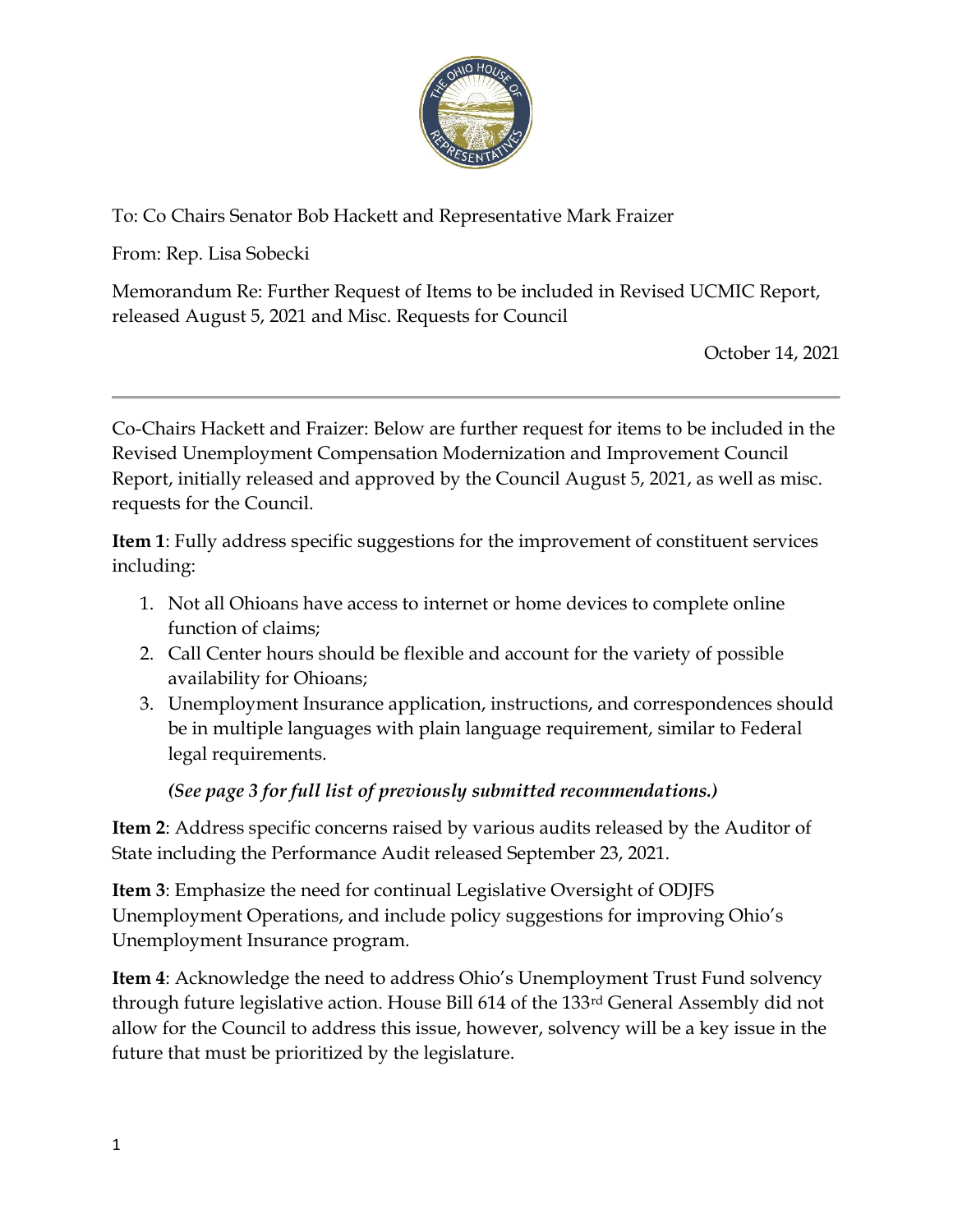To: Co Chairs Senator Bob Hackett and Representative Mark Fraizer

From: Rep. Lisa Sobecki

Memorandum Re: Further Request of Items to be included in Revised UCMIC Report, released August 5, 2021 and Misc. Requests for Council

October 14, 2021

---

Co-Chairs Hackett and Fraizer: Below are further request for items to be included in the Revised Unemployment Compensation Modernization and Improvement Council Report, initially released and approved by the Council August 5, 2021, as well as misc. requests for the Council.

**Item 1**: Fully address specific suggestions for the improvement of constituent services including:

1. Not all Ohioans have access to internet or home devices to complete online function of claims;
2. Call Center hours should be flexible and account for the variety of possible availability for Ohioans;
3. Unemployment Insurance application, instructions, and correspondences should be in multiple languages with plain language requirement, similar to Federal legal requirements.

***(See page 3 for full list of previously submitted recommendations.)***

**Item 2**: Address specific concerns raised by various audits released by the Auditor of State including the Performance Audit released September 23, 2021.

**Item 3**: Emphasize the need for continual Legislative Oversight of ODJFS Unemployment Operations, and include policy suggestions for improving Ohio's Unemployment Insurance program.

**Item 4**: Acknowledge the need to address Ohio's Unemployment Trust Fund solvency through future legislative action. House Bill 614 of the 133rd General Assembly did not allow for the Council to address this issue, however, solvency will be a key issue in the future that must be prioritized by the legislature.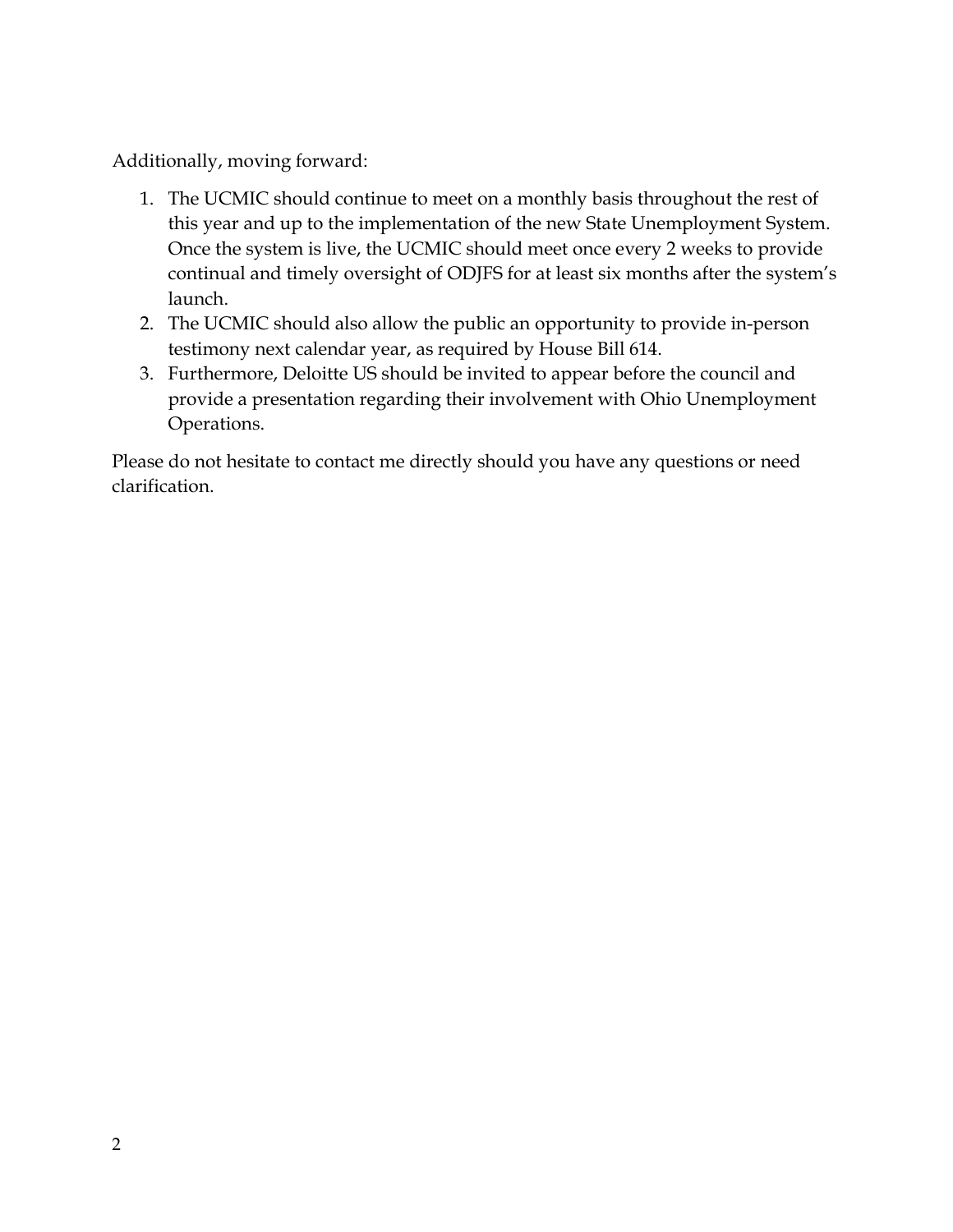Additionally, moving forward:

1. The UCMIC should continue to meet on a monthly basis throughout the rest of this year and up to the implementation of the new State Unemployment System. Once the system is live, the UCMIC should meet once every 2 weeks to provide continual and timely oversight of ODJFS for at least six months after the system's launch.
2. The UCMIC should also allow the public an opportunity to provide in-person testimony next calendar year, as required by House Bill 614.
3. Furthermore, Deloitte US should be invited to appear before the council and provide a presentation regarding their involvement with Ohio Unemployment Operations.

Please do not hesitate to contact me directly should you have any questions or need clarification.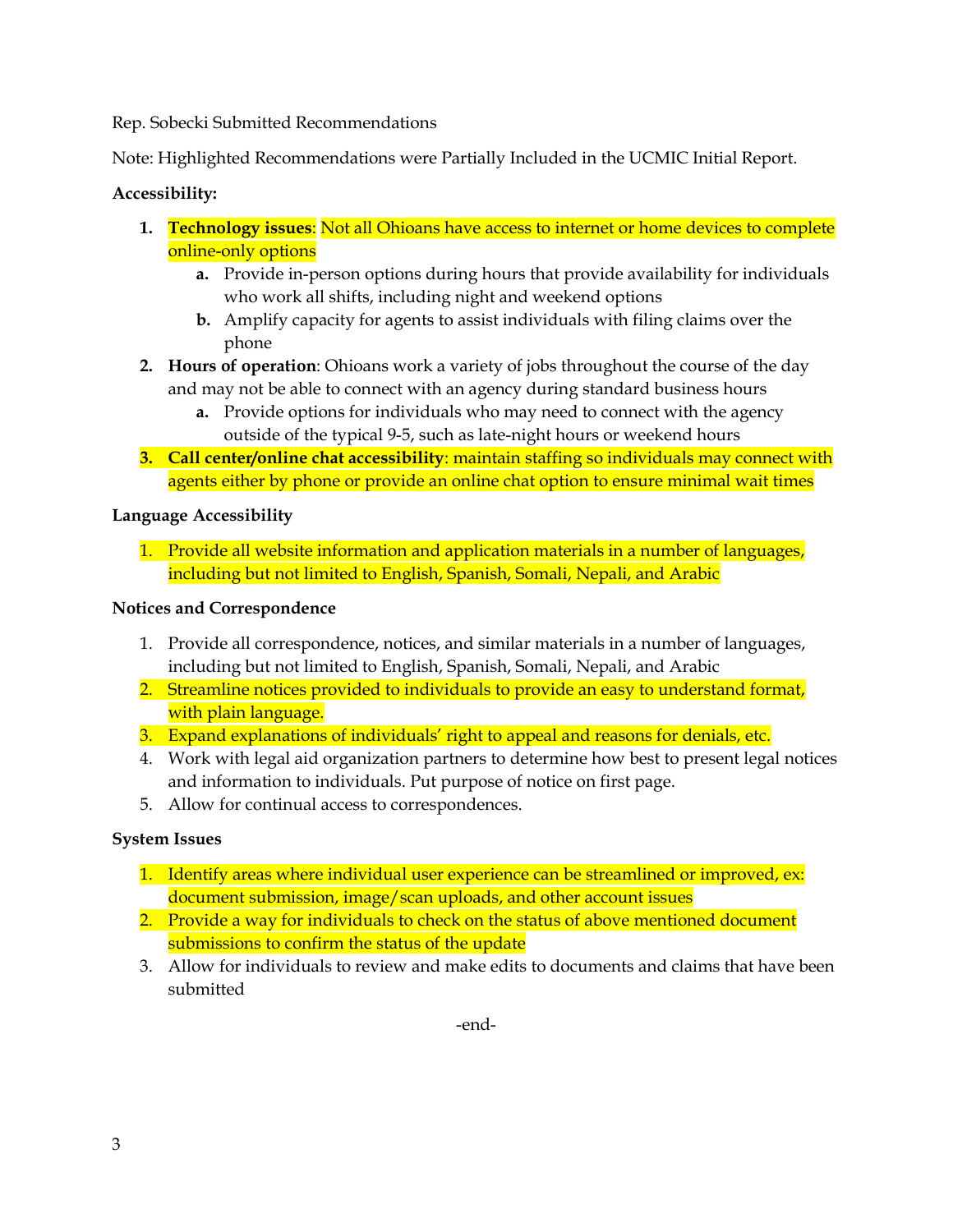Rep. Sobecki Submitted Recommendations

Note: Highlighted Recommendations were Partially Included in the UCMIC Initial Report.

**Accessibility:**

1. **Technology issues**: Not all Ohioans have access to internet or home devices to complete online-only options
   a. Provide in-person options during hours that provide availability for individuals who work all shifts, including night and weekend options
   b. Amplify capacity for agents to assist individuals with filing claims over the phone
2. **Hours of operation**: Ohioans work a variety of jobs throughout the course of the day and may not be able to connect with an agency during standard business hours
   a. Provide options for individuals who may need to connect with the agency outside of the typical 9-5, such as late-night hours or weekend hours
3. **Call center/online chat accessibility**: maintain staffing so individuals may connect with agents either by phone or provide an online chat option to ensure minimal wait times

**Language Accessibility**

1. Provide all website information and application materials in a number of languages, including but not limited to English, Spanish, Somali, Nepali, and Arabic

**Notices and Correspondence**

1. Provide all correspondence, notices, and similar materials in a number of languages, including but not limited to English, Spanish, Somali, Nepali, and Arabic
2. Streamline notices provided to individuals to provide an easy to understand format, with plain language.
3. Expand explanations of individuals' right to appeal and reasons for denials, etc.
4. Work with legal aid organization partners to determine how best to present legal notices and information to individuals. Put purpose of notice on first page.
5. Allow for continual access to correspondences.

**System Issues**

1. Identify areas where individual user experience can be streamlined or improved, ex: document submission, image/scan uploads, and other account issues
2. Provide a way for individuals to check on the status of above mentioned document submissions to confirm the status of the update
3. Allow for individuals to review and make edits to documents and claims that have been submitted

-end-